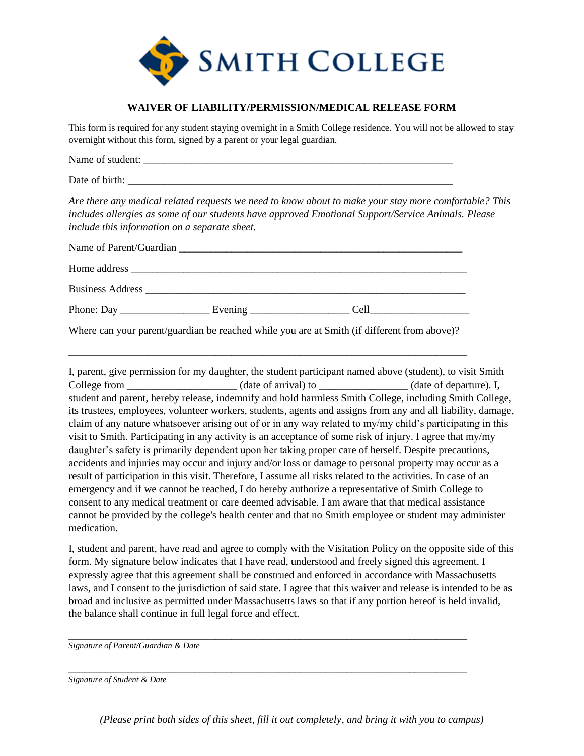SMITH COLLEGE

## WAIVER OF LIABILITY/PERMISSION/MEDICAL RELEASE FORM

This form is required for any student staying overnight in a Smith College residence. You will not be allowed to stay overnight without this form, signed by a parent or your legal guardian.

Name of student: ______________________________________________________________

Date of birth: ________________________________________________________________

*Are there any medical related requests we need to know about to make your stay more comfortable? This includes allergies as some of our students have approved Emotional Support/Service Animals. Please include this information on a separate sheet.*

Name of Parent/Guardian ______________________________________________________

Home address ________________________________________________________________

Business Address ______________________________________________________________

Phone: Day ________________ Evening __________________ Cell__________________

Where can your parent/guardian be reached while you are at Smith (if different from above)?

_______________________________________________________________________________

I, parent, give permission for my daughter, the student participant named above (student), to visit Smith College from ____________________ (date of arrival) to ________________ (date of departure). I, student and parent, hereby release, indemnify and hold harmless Smith College, including Smith College, its trustees, employees, volunteer workers, students, agents and assigns from any and all liability, damage, claim of any nature whatsoever arising out of or in any way related to my/my child's participating in this visit to Smith. Participating in any activity is an acceptance of some risk of injury. I agree that my/my daughter's safety is primarily dependent upon her taking proper care of herself. Despite precautions, accidents and injuries may occur and injury and/or loss or damage to personal property may occur as a result of participation in this visit. Therefore, I assume all risks related to the activities. In case of an emergency and if we cannot be reached, I do hereby authorize a representative of Smith College to consent to any medical treatment or care deemed advisable. I am aware that that medical assistance cannot be provided by the college's health center and that no Smith employee or student may administer medication.

I, student and parent, have read and agree to comply with the Visitation Policy on the opposite side of this form. My signature below indicates that I have read, understood and freely signed this agreement. I expressly agree that this agreement shall be construed and enforced in accordance with Massachusetts laws, and I consent to the jurisdiction of said state. I agree that this waiver and release is intended to be as broad and inclusive as permitted under Massachusetts laws so that if any portion hereof is held invalid, the balance shall continue in full legal force and effect.

_______________________________________________________________________________
*Signature of Parent/Guardian & Date*

_______________________________________________________________________________
*Signature of Student & Date*

*(Please print both sides of this sheet, fill it out completely, and bring it with you to campus)*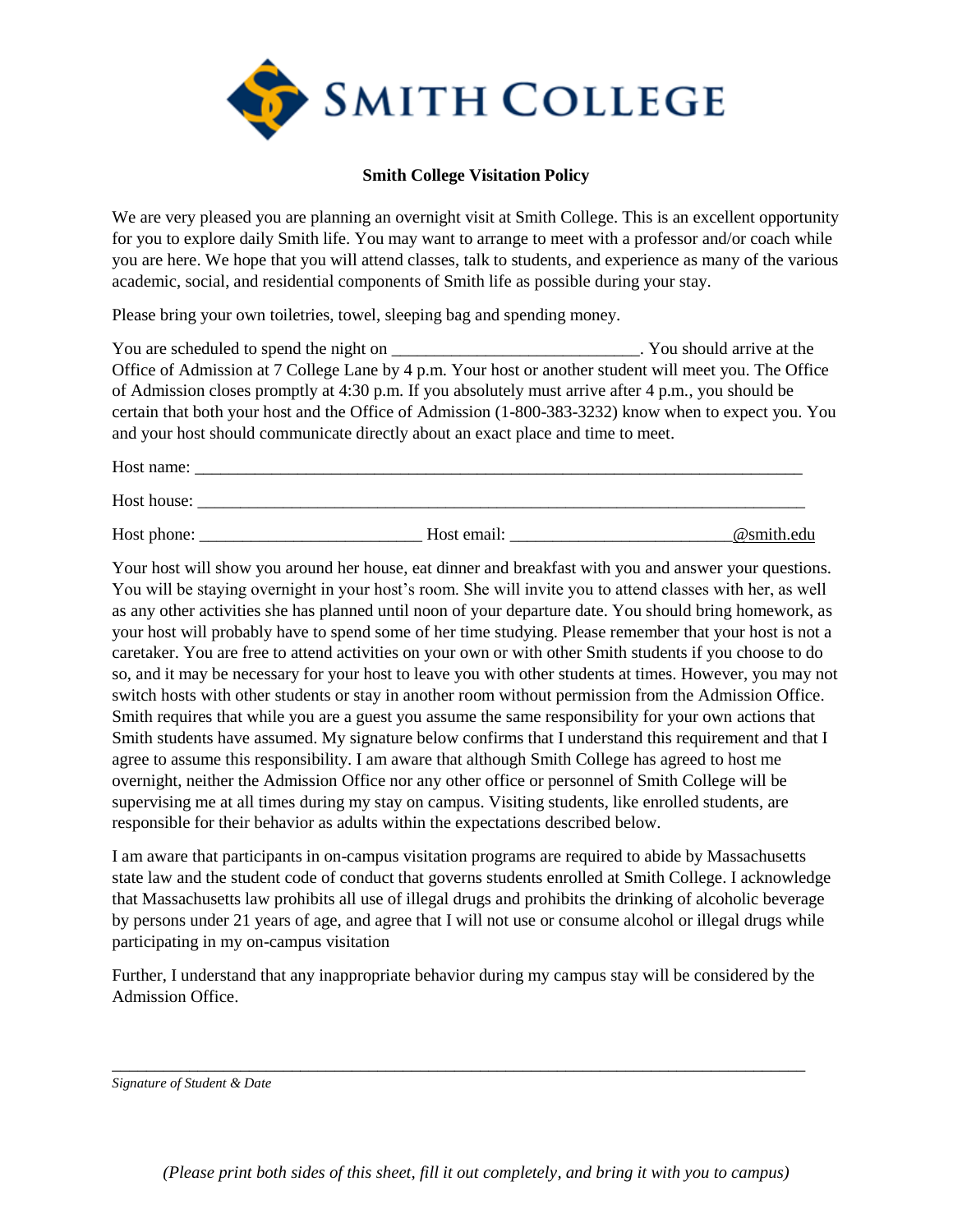# SMITH COLLEGE

**Smith College Visitation Policy**

We are very pleased you are planning an overnight visit at Smith College. This is an excellent opportunity for you to explore daily Smith life. You may want to arrange to meet with a professor and/or coach while you are here. We hope that you will attend classes, talk to students, and experience as many of the various academic, social, and residential components of Smith life as possible during your stay.

Please bring your own toiletries, towel, sleeping bag and spending money.

You are scheduled to spend the night on ____________________________. You should arrive at the Office of Admission at 7 College Lane by 4 p.m. Your host or another student will meet you. The Office of Admission closes promptly at 4:30 p.m. If you absolutely must arrive after 4 p.m., you should be certain that both your host and the Office of Admission (1-800-383-3232) know when to expect you. You and your host should communicate directly about an exact place and time to meet.

Host name: ___________________________________________________________________________

Host house: __________________________________________________________________________

Host phone: _________________________ Host email: _________________________@smith.edu

Your host will show you around her house, eat dinner and breakfast with you and answer your questions. You will be staying overnight in your host's room. She will invite you to attend classes with her, as well as any other activities she has planned until noon of your departure date. You should bring homework, as your host will probably have to spend some of her time studying. Please remember that your host is not a caretaker. You are free to attend activities on your own or with other Smith students if you choose to do so, and it may be necessary for your host to leave you with other students at times. However, you may not switch hosts with other students or stay in another room without permission from the Admission Office. Smith requires that while you are a guest you assume the same responsibility for your own actions that Smith students have assumed. My signature below confirms that I understand this requirement and that I agree to assume this responsibility. I am aware that although Smith College has agreed to host me overnight, neither the Admission Office nor any other office or personnel of Smith College will be supervising me at all times during my stay on campus. Visiting students, like enrolled students, are responsible for their behavior as adults within the expectations described below.

I am aware that participants in on-campus visitation programs are required to abide by Massachusetts state law and the student code of conduct that governs students enrolled at Smith College. I acknowledge that Massachusetts law prohibits all use of illegal drugs and prohibits the drinking of alcoholic beverage by persons under 21 years of age, and agree that I will not use or consume alcohol or illegal drugs while participating in my on-campus visitation

Further, I understand that any inappropriate behavior during my campus stay will be considered by the Admission Office.

_____________________________________________________________________________________

*Signature of Student & Date*

*(Please print both sides of this sheet, fill it out completely, and bring it with you to campus)*